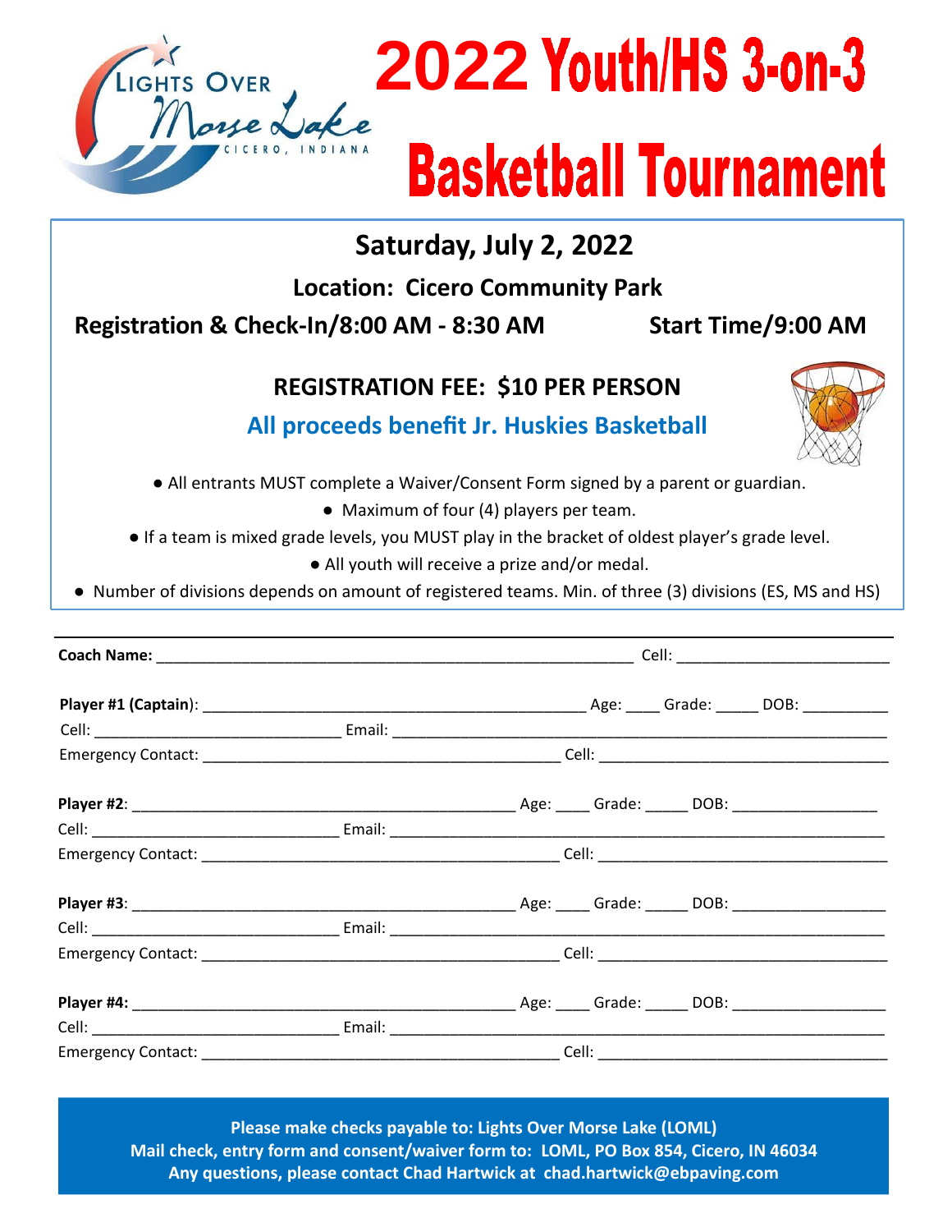LIGHTS OVER Morse Lake CICERO, INDIANA

# 2022 Youth/HS 3-on-3 Basketball Tournament

## Saturday, July 2, 2022

**Location: Cicero Community Park**

**Registration & Check-In/8:00 AM - 8:30 AM** **Start Time/9:00 AM**

**REGISTRATION FEE: $10 PER PERSON**

**All proceeds benefit Jr. Huskies Basketball**

- All entrants MUST complete a Waiver/Consent Form signed by a parent or guardian.
- Maximum of four (4) players per team.
- If a team is mixed grade levels, you MUST play in the bracket of oldest player's grade level.
- All youth will receive a prize and/or medal.
- Number of divisions depends on amount of registered teams. Min. of three (3) divisions (ES, MS and HS)

---

**Coach Name:** ________________________________________ Cell: ____________________

**Player #1 (Captain):** ________________________________ Age: ____ Grade: _____ DOB: __________
Cell: ______________________ Email: ______________________________________________
Emergency Contact: ________________________________ Cell: ___________________________

**Player #2:** ________________________________________ Age: ____ Grade: _____ DOB: ______________
Cell: ______________________ Email: ______________________________________________
Emergency Contact: ________________________________ Cell: ___________________________

**Player #3:** ________________________________________ Age: ____ Grade: _____ DOB: ______________
Cell: ______________________ Email: ______________________________________________
Emergency Contact: ________________________________ Cell: ___________________________

**Player #4:** ________________________________________ Age: ____ Grade: _____ DOB: ______________
Cell: ______________________ Email: ______________________________________________
Emergency Contact: ________________________________ Cell: ___________________________

**Please make checks payable to: Lights Over Morse Lake (LOML)**
**Mail check, entry form and consent/waiver form to: LOML, PO Box 854, Cicero, IN 46034**
**Any questions, please contact Chad Hartwick at chad.hartwick@ebpaving.com**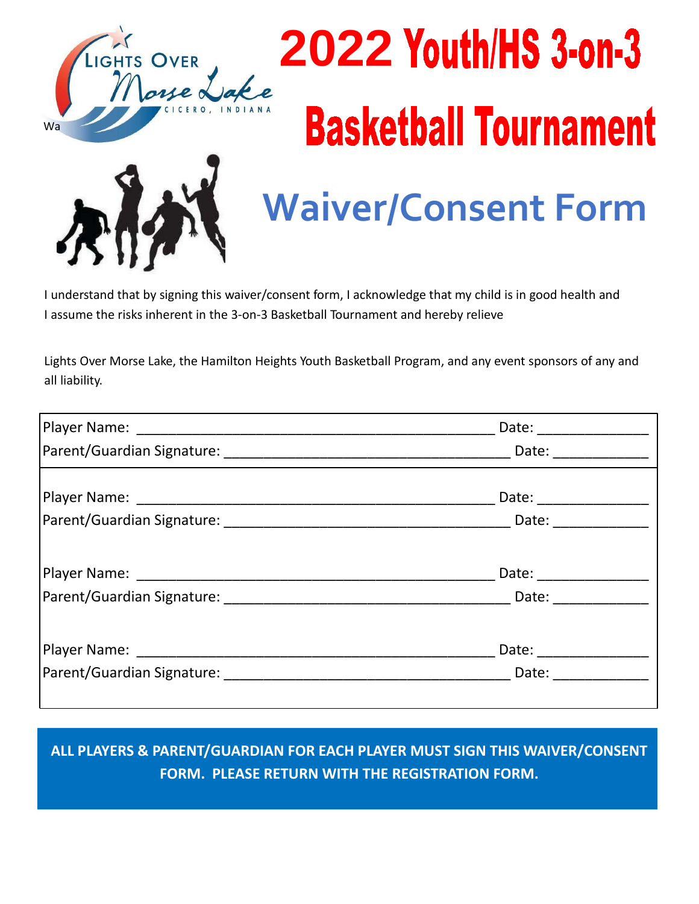LIGHTS OVER Morse Lake CICERO, INDIANA

Wa

# 2022 Youth/HS 3-on-3

# Basketball Tournament

## Waiver/Consent Form

I understand that by signing this waiver/consent form, I acknowledge that my child is in good health and I assume the risks inherent in the 3-on-3 Basketball Tournament and hereby relieve

Lights Over Morse Lake, the Hamilton Heights Youth Basketball Program, and any event sponsors of any and all liability.

| | |
|---|---|
| Player Name: _______________________________________________ | Date: ______________ |
| Parent/Guardian Signature: ____________________________________ | Date: ____________ |
| Player Name: _______________________________________________ | Date: ______________ |
| Parent/Guardian Signature: ____________________________________ | Date: ____________ |
| Player Name: _______________________________________________ | Date: ______________ |
| Parent/Guardian Signature: ____________________________________ | Date: ____________ |
| Player Name: _______________________________________________ | Date: ______________ |
| Parent/Guardian Signature: ____________________________________ | Date: ____________ |

**ALL PLAYERS & PARENT/GUARDIAN FOR EACH PLAYER MUST SIGN THIS WAIVER/CONSENT FORM. PLEASE RETURN WITH THE REGISTRATION FORM.**